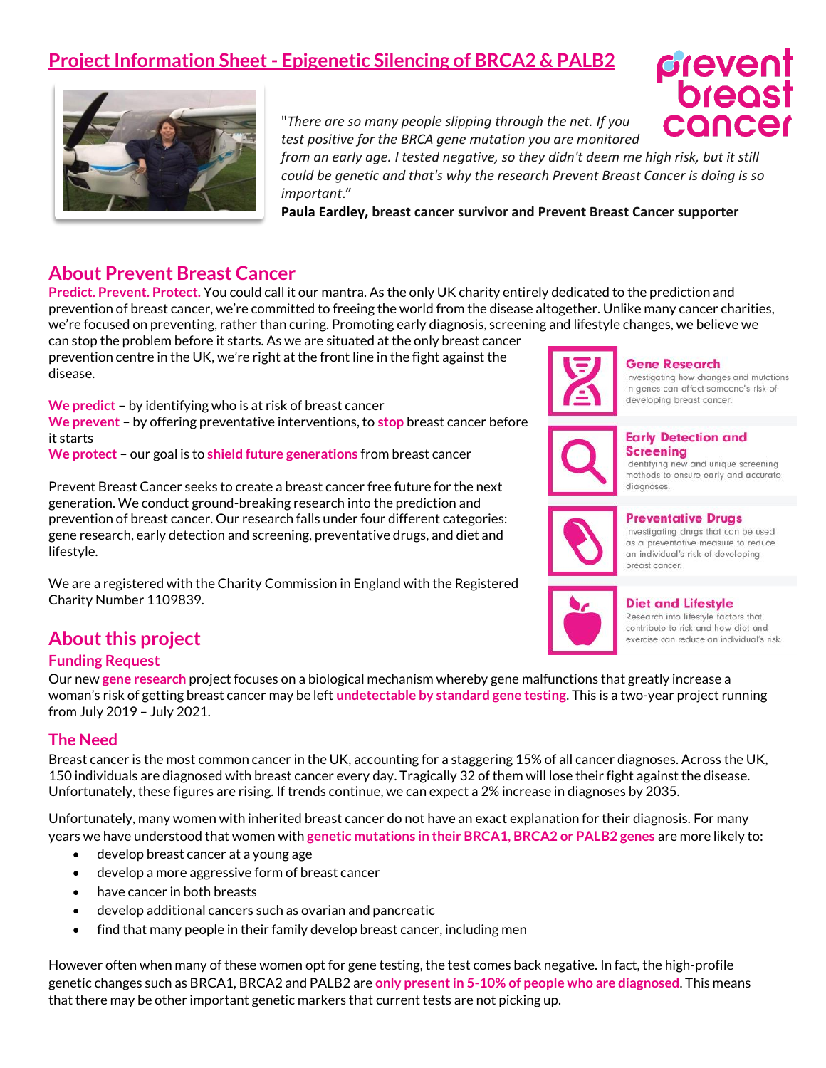# Project Information Sheet - Epigenetic Silencing of BRCA2 & PALB2

"*There are so many people slipping through the net. If you test positive for the BRCA gene mutation you are monitored from an early age. I tested negative, so they didn't deem me high risk, but it still could be genetic and that's why the research Prevent Breast Cancer is doing is so important*."

**Paula Eardley, breast cancer survivor and Prevent Breast Cancer supporter**

## About Prevent Breast Cancer

**Predict. Prevent. Protect.** You could call it our mantra. As the only UK charity entirely dedicated to the prediction and prevention of breast cancer, we're committed to freeing the world from the disease altogether. Unlike many cancer charities, we're focused on preventing, rather than curing. Promoting early diagnosis, screening and lifestyle changes, we believe we can stop the problem before it starts. As we are situated at the only breast cancer prevention centre in the UK, we're right at the front line in the fight against the disease.

**We predict** – by identifying who is at risk of breast cancer
**We prevent** – by offering preventative interventions, to **stop** breast cancer before it starts
**We protect** – our goal is to **shield future generations** from breast cancer

Prevent Breast Cancer seeks to create a breast cancer free future for the next generation. We conduct ground-breaking research into the prediction and prevention of breast cancer. Our research falls under four different categories: gene research, early detection and screening, preventative drugs, and diet and lifestyle.

We are a registered with the Charity Commission in England with the Registered Charity Number 1109839.

**Gene Research**
Investigating how changes and mutations in genes can affect someone's risk of developing breast cancer.

**Early Detection and Screening**
Identifying new and unique screening methods to ensure early and accurate diagnoses.

**Preventative Drugs**
Investigating drugs that can be used as a preventative measure to reduce an individual's risk of developing breast cancer.

**Diet and Lifestyle**
Research into lifestyle factors that contribute to risk and how diet and exercise can reduce an individual's risk.

## About this project

### Funding Request

Our new **gene research** project focuses on a biological mechanism whereby gene malfunctions that greatly increase a woman's risk of getting breast cancer may be left **undetectable by standard gene testing**. This is a two-year project running from July 2019 – July 2021.

### The Need

Breast cancer is the most common cancer in the UK, accounting for a staggering 15% of all cancer diagnoses. Across the UK, 150 individuals are diagnosed with breast cancer every day. Tragically 32 of them will lose their fight against the disease. Unfortunately, these figures are rising. If trends continue, we can expect a 2% increase in diagnoses by 2035.

Unfortunately, many women with inherited breast cancer do not have an exact explanation for their diagnosis. For many years we have understood that women with **genetic mutations in their BRCA1, BRCA2 or PALB2 genes** are more likely to:

- develop breast cancer at a young age
- develop a more aggressive form of breast cancer
- have cancer in both breasts
- develop additional cancers such as ovarian and pancreatic
- find that many people in their family develop breast cancer, including men

However often when many of these women opt for gene testing, the test comes back negative. In fact, the high-profile genetic changes such as BRCA1, BRCA2 and PALB2 are **only present in 5-10% of people who are diagnosed**. This means that there may be other important genetic markers that current tests are not picking up.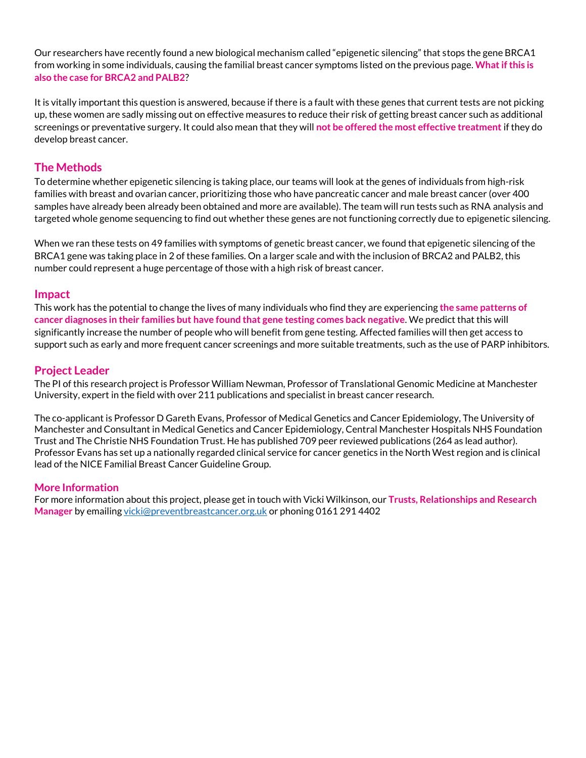Our researchers have recently found a new biological mechanism called "epigenetic silencing" that stops the gene BRCA1 from working in some individuals, causing the familial breast cancer symptoms listed on the previous page. **What if this is also the case for BRCA2 and PALB2**?

It is vitally important this question is answered, because if there is a fault with these genes that current tests are not picking up, these women are sadly missing out on effective measures to reduce their risk of getting breast cancer such as additional screenings or preventative surgery. It could also mean that they will **not be offered the most effective treatment** if they do develop breast cancer.

## The Methods

To determine whether epigenetic silencing is taking place, our teams will look at the genes of individuals from high-risk families with breast and ovarian cancer, prioritizing those who have pancreatic cancer and male breast cancer (over 400 samples have already been already been obtained and more are available). The team will run tests such as RNA analysis and targeted whole genome sequencing to find out whether these genes are not functioning correctly due to epigenetic silencing.

When we ran these tests on 49 families with symptoms of genetic breast cancer, we found that epigenetic silencing of the BRCA1 gene was taking place in 2 of these families. On a larger scale and with the inclusion of BRCA2 and PALB2, this number could represent a huge percentage of those with a high risk of breast cancer.

## Impact

This work has the potential to change the lives of many individuals who find they are experiencing **the same patterns of cancer diagnoses in their families but have found that gene testing comes back negative**. We predict that this will significantly increase the number of people who will benefit from gene testing. Affected families will then get access to support such as early and more frequent cancer screenings and more suitable treatments, such as the use of PARP inhibitors.

## Project Leader

The PI of this research project is Professor William Newman, Professor of Translational Genomic Medicine at Manchester University, expert in the field with over 211 publications and specialist in breast cancer research.

The co-applicant is Professor D Gareth Evans, Professor of Medical Genetics and Cancer Epidemiology, The University of Manchester and Consultant in Medical Genetics and Cancer Epidemiology, Central Manchester Hospitals NHS Foundation Trust and The Christie NHS Foundation Trust. He has published 709 peer reviewed publications (264 as lead author). Professor Evans has set up a nationally regarded clinical service for cancer genetics in the North West region and is clinical lead of the NICE Familial Breast Cancer Guideline Group.

## More Information

For more information about this project, please get in touch with Vicki Wilkinson, our **Trusts, Relationships and Research Manager** by emailing vicki@preventbreastcancer.org.uk or phoning 0161 291 4402